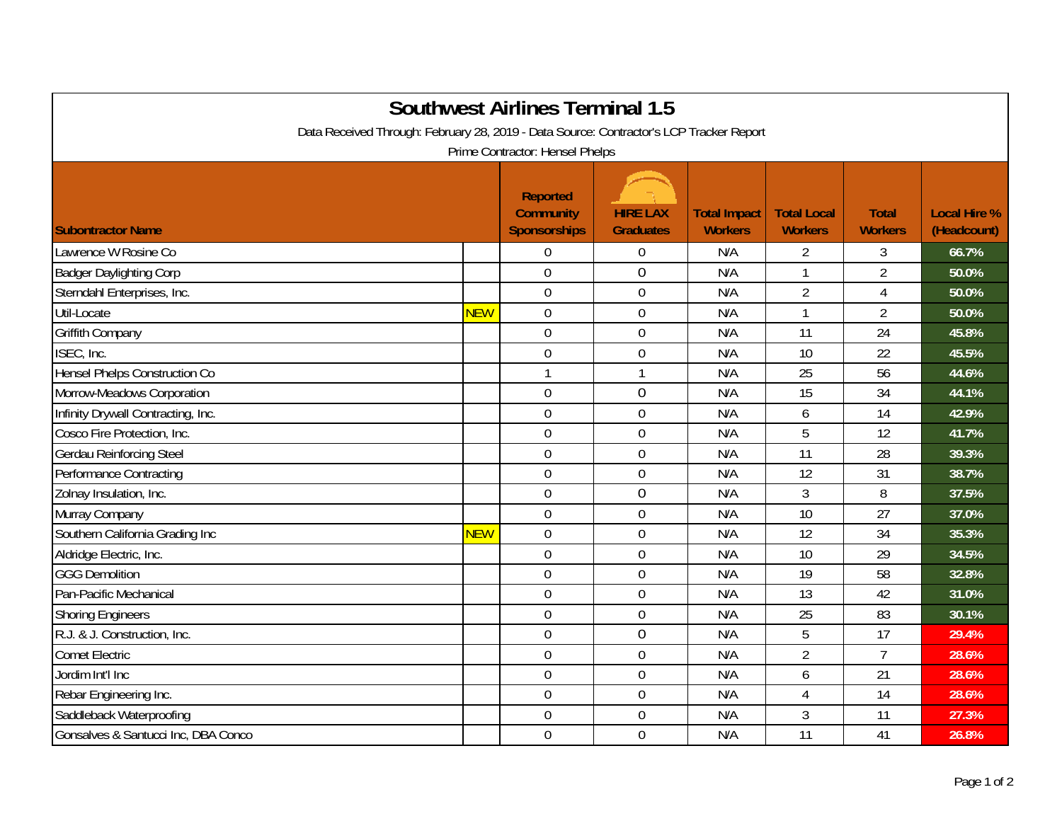# Southwest Airlines Terminal 1.5

Data Received Through: February 28, 2019 - Data Source: Contractor's LCP Tracker Report

Prime Contractor: Hensel Phelps

| Subontractor Name | | Reported Community Sponsorships | HIRE LAX Graduates | Total Impact Workers | Total Local Workers | Total Workers | Local Hire % (Headcount) |
|---|---|---|---|---|---|---|---|
| Lawrence W Rosine Co | | 0 | 0 | N/A | 2 | 3 | 66.7% |
| Badger Daylighting Corp | | 0 | 0 | N/A | 1 | 2 | 50.0% |
| Sterndahl Enterprises, Inc. | | 0 | 0 | N/A | 2 | 4 | 50.0% |
| Util-Locate | NEW | 0 | 0 | N/A | 1 | 2 | 50.0% |
| Griffith Company | | 0 | 0 | N/A | 11 | 24 | 45.8% |
| ISEC, Inc. | | 0 | 0 | N/A | 10 | 22 | 45.5% |
| Hensel Phelps Construction Co | | 1 | 1 | N/A | 25 | 56 | 44.6% |
| Morrow-Meadows Corporation | | 0 | 0 | N/A | 15 | 34 | 44.1% |
| Infinity Drywall Contracting, Inc. | | 0 | 0 | N/A | 6 | 14 | 42.9% |
| Cosco Fire Protection, Inc. | | 0 | 0 | N/A | 5 | 12 | 41.7% |
| Gerdau Reinforcing Steel | | 0 | 0 | N/A | 11 | 28 | 39.3% |
| Performance Contracting | | 0 | 0 | N/A | 12 | 31 | 38.7% |
| Zolnay Insulation, Inc. | | 0 | 0 | N/A | 3 | 8 | 37.5% |
| Murray Company | | 0 | 0 | N/A | 10 | 27 | 37.0% |
| Southern California Grading Inc | NEW | 0 | 0 | N/A | 12 | 34 | 35.3% |
| Aldridge Electric, Inc. | | 0 | 0 | N/A | 10 | 29 | 34.5% |
| GGG Demolition | | 0 | 0 | N/A | 19 | 58 | 32.8% |
| Pan-Pacific Mechanical | | 0 | 0 | N/A | 13 | 42 | 31.0% |
| Shoring Engineers | | 0 | 0 | N/A | 25 | 83 | 30.1% |
| R.J. & J. Construction, Inc. | | 0 | 0 | N/A | 5 | 17 | 29.4% |
| Comet Electric | | 0 | 0 | N/A | 2 | 7 | 28.6% |
| Jordim Int'l Inc | | 0 | 0 | N/A | 6 | 21 | 28.6% |
| Rebar Engineering Inc. | | 0 | 0 | N/A | 4 | 14 | 28.6% |
| Saddleback Waterproofing | | 0 | 0 | N/A | 3 | 11 | 27.3% |
| Gonsalves & Santucci Inc, DBA Conco | | 0 | 0 | N/A | 11 | 41 | 26.8% |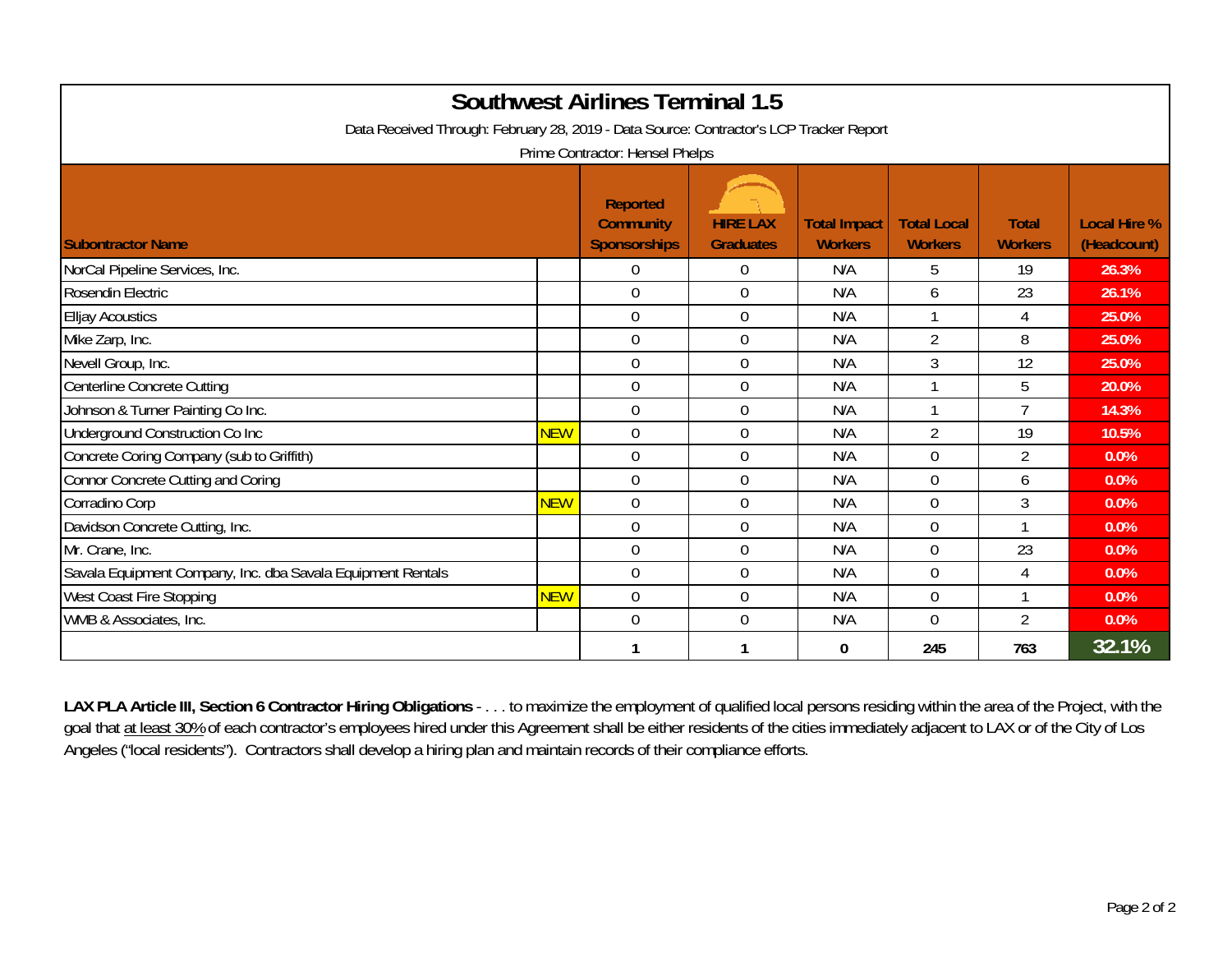# Southwest Airlines Terminal 1.5

Data Received Through: February 28, 2019 - Data Source: Contractor's LCP Tracker Report

Prime Contractor: Hensel Phelps

| Subontractor Name | | Reported Community Sponsorships | HIRE LAX Graduates | Total Impact Workers | Total Local Workers | Total Workers | Local Hire % (Headcount) |
|---|---|---|---|---|---|---|---|
| NorCal Pipeline Services, Inc. | | 0 | 0 | N/A | 5 | 19 | 26.3% |
| Rosendin Electric | | 0 | 0 | N/A | 6 | 23 | 26.1% |
| Elljay Acoustics | | 0 | 0 | N/A | 1 | 4 | 25.0% |
| Mike Zarp, Inc. | | 0 | 0 | N/A | 2 | 8 | 25.0% |
| Nevell Group, Inc. | | 0 | 0 | N/A | 3 | 12 | 25.0% |
| Centerline Concrete Cutting | | 0 | 0 | N/A | 1 | 5 | 20.0% |
| Johnson & Turner Painting Co Inc. | | 0 | 0 | N/A | 1 | 7 | 14.3% |
| Underground Construction Co Inc | NEW | 0 | 0 | N/A | 2 | 19 | 10.5% |
| Concrete Coring Company (sub to Griffith) | | 0 | 0 | N/A | 0 | 2 | 0.0% |
| Connor Concrete Cutting and Coring | | 0 | 0 | N/A | 0 | 6 | 0.0% |
| Corradino Corp | NEW | 0 | 0 | N/A | 0 | 3 | 0.0% |
| Davidson Concrete Cutting, Inc. | | 0 | 0 | N/A | 0 | 1 | 0.0% |
| Mr. Crane, Inc. | | 0 | 0 | N/A | 0 | 23 | 0.0% |
| Savala Equipment Company, Inc. dba Savala Equipment Rentals | | 0 | 0 | N/A | 0 | 4 | 0.0% |
| West Coast Fire Stopping | NEW | 0 | 0 | N/A | 0 | 1 | 0.0% |
| WMB & Associates, Inc. | | 0 | 0 | N/A | 0 | 2 | 0.0% |
| | | 1 | 1 | 0 | 245 | 763 | 32.1% |

**LAX PLA Article III, Section 6 Contractor Hiring Obligations** - . . . to maximize the employment of qualified local persons residing within the area of the Project, with the goal that at least 30% of each contractor's employees hired under this Agreement shall be either residents of the cities immediately adjacent to LAX or of the City of Los Angeles ("local residents"). Contractors shall develop a hiring plan and maintain records of their compliance efforts.